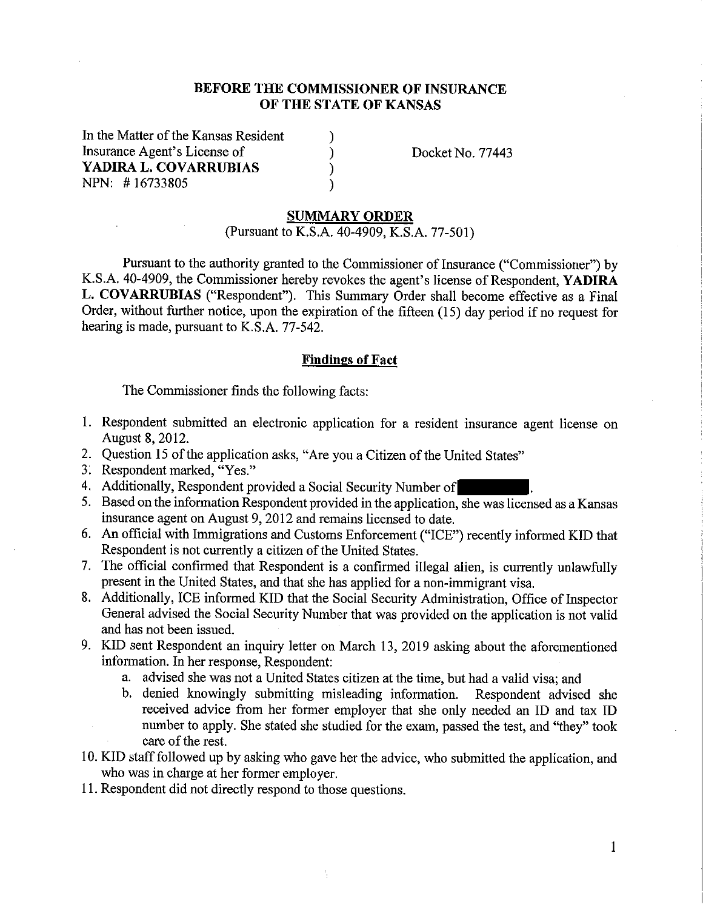**BEFORE THE COMMISSIONER OF INSURANCE**
**OF THE STATE OF KANSAS**

In the Matter of the Kansas Resident )
Insurance Agent's License of ) Docket No. 77443
**YADIRA L. COVARRUBIAS** )
NPN: # 16733805 )

**SUMMARY ORDER**
(Pursuant to K.S.A. 40-4909, K.S.A. 77-501)

Pursuant to the authority granted to the Commissioner of Insurance ("Commissioner") by K.S.A. 40-4909, the Commissioner hereby revokes the agent's license of Respondent, **YADIRA L. COVARRUBIAS** ("Respondent"). This Summary Order shall become effective as a Final Order, without further notice, upon the expiration of the fifteen (15) day period if no request for hearing is made, pursuant to K.S.A. 77-542.

**Findings of Fact**

The Commissioner finds the following facts:

1. Respondent submitted an electronic application for a resident insurance agent license on August 8, 2012.
2. Question 15 of the application asks, "Are you a Citizen of the United States"
3. Respondent marked, "Yes."
4. Additionally, Respondent provided a Social Security Number of [REDACTED].
5. Based on the information Respondent provided in the application, she was licensed as a Kansas insurance agent on August 9, 2012 and remains licensed to date.
6. An official with Immigrations and Customs Enforcement ("ICE") recently informed KID that Respondent is not currently a citizen of the United States.
7. The official confirmed that Respondent is a confirmed illegal alien, is currently unlawfully present in the United States, and that she has applied for a non-immigrant visa.
8. Additionally, ICE informed KID that the Social Security Administration, Office of Inspector General advised the Social Security Number that was provided on the application is not valid and has not been issued.
9. KID sent Respondent an inquiry letter on March 13, 2019 asking about the aforementioned information. In her response, Respondent:
   a. advised she was not a United States citizen at the time, but had a valid visa; and
   b. denied knowingly submitting misleading information. Respondent advised she received advice from her former employer that she only needed an ID and tax ID number to apply. She stated she studied for the exam, passed the test, and "they" took care of the rest.
10. KID staff followed up by asking who gave her the advice, who submitted the application, and who was in charge at her former employer.
11. Respondent did not directly respond to those questions.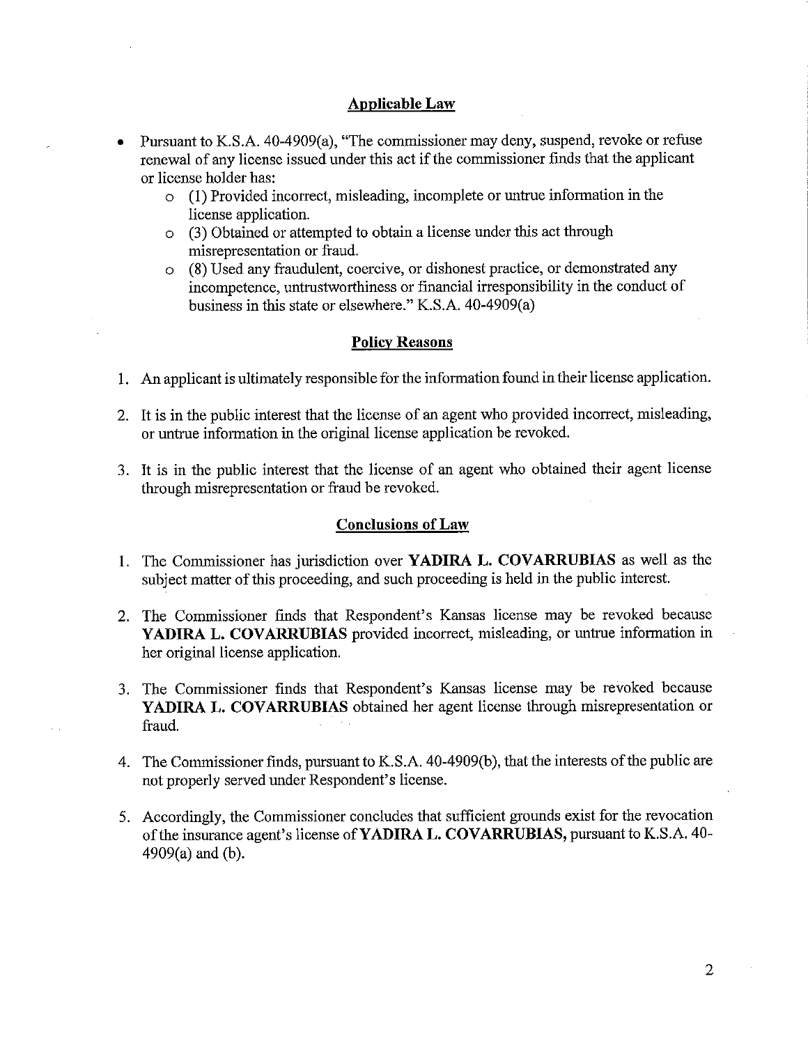## Applicable Law

- Pursuant to K.S.A. 40-4909(a), "The commissioner may deny, suspend, revoke or refuse renewal of any license issued under this act if the commissioner finds that the applicant or license holder has:
  - (1) Provided incorrect, misleading, incomplete or untrue information in the license application.
  - (3) Obtained or attempted to obtain a license under this act through misrepresentation or fraud.
  - (8) Used any fraudulent, coercive, or dishonest practice, or demonstrated any incompetence, untrustworthiness or financial irresponsibility in the conduct of business in this state or elsewhere." K.S.A. 40-4909(a)

## Policy Reasons

1. An applicant is ultimately responsible for the information found in their license application.
2. It is in the public interest that the license of an agent who provided incorrect, misleading, or untrue information in the original license application be revoked.
3. It is in the public interest that the license of an agent who obtained their agent license through misrepresentation or fraud be revoked.

## Conclusions of Law

1. The Commissioner has jurisdiction over **YADIRA L. COVARRUBIAS** as well as the subject matter of this proceeding, and such proceeding is held in the public interest.
2. The Commissioner finds that Respondent's Kansas license may be revoked because **YADIRA L. COVARRUBIAS** provided incorrect, misleading, or untrue information in her original license application.
3. The Commissioner finds that Respondent's Kansas license may be revoked because **YADIRA L. COVARRUBIAS** obtained her agent license through misrepresentation or fraud.
4. The Commissioner finds, pursuant to K.S.A. 40-4909(b), that the interests of the public are not properly served under Respondent's license.
5. Accordingly, the Commissioner concludes that sufficient grounds exist for the revocation of the insurance agent's license of **YADIRA L. COVARRUBIAS,** pursuant to K.S.A. 40-4909(a) and (b).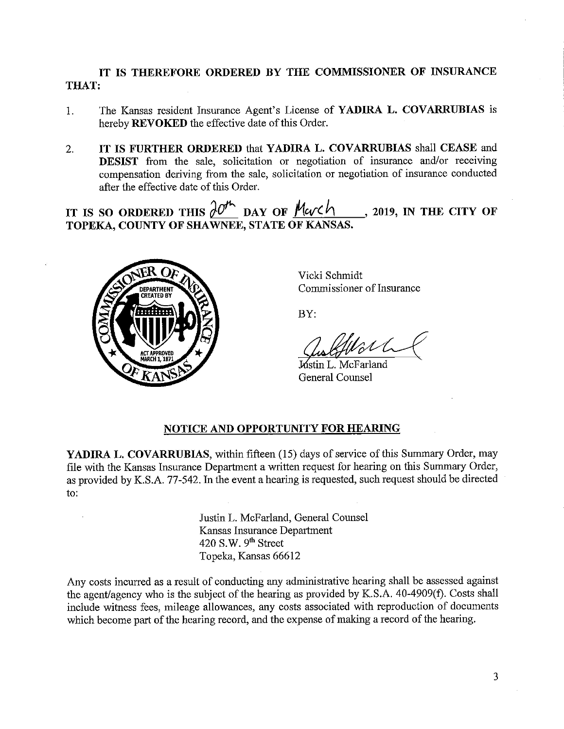**IT IS THEREFORE ORDERED BY THE COMMISSIONER OF INSURANCE THAT:**

1. The Kansas resident Insurance Agent's License of **YADIRA L. COVARRUBIAS** is hereby **REVOKED** the effective date of this Order.

2. **IT IS FURTHER ORDERED** that **YADIRA L. COVARRUBIAS** shall **CEASE** and **DESIST** from the sale, solicitation or negotiation of insurance and/or receiving compensation deriving from the sale, solicitation or negotiation of insurance conducted after the effective date of this Order.

**IT IS SO ORDERED THIS 20th DAY OF March, 2019, IN THE CITY OF TOPEKA, COUNTY OF SHAWNEE, STATE OF KANSAS.**

Vicki Schmidt
Commissioner of Insurance

BY:

Justin L. McFarland
General Counsel

## NOTICE AND OPPORTUNITY FOR HEARING

**YADIRA L. COVARRUBIAS**, within fifteen (15) days of service of this Summary Order, may file with the Kansas Insurance Department a written request for hearing on this Summary Order, as provided by K.S.A. 77-542. In the event a hearing is requested, such request should be directed to:

Justin L. McFarland, General Counsel
Kansas Insurance Department
420 S.W. 9th Street
Topeka, Kansas 66612

Any costs incurred as a result of conducting any administrative hearing shall be assessed against the agent/agency who is the subject of the hearing as provided by K.S.A. 40-4909(f). Costs shall include witness fees, mileage allowances, any costs associated with reproduction of documents which become part of the hearing record, and the expense of making a record of the hearing.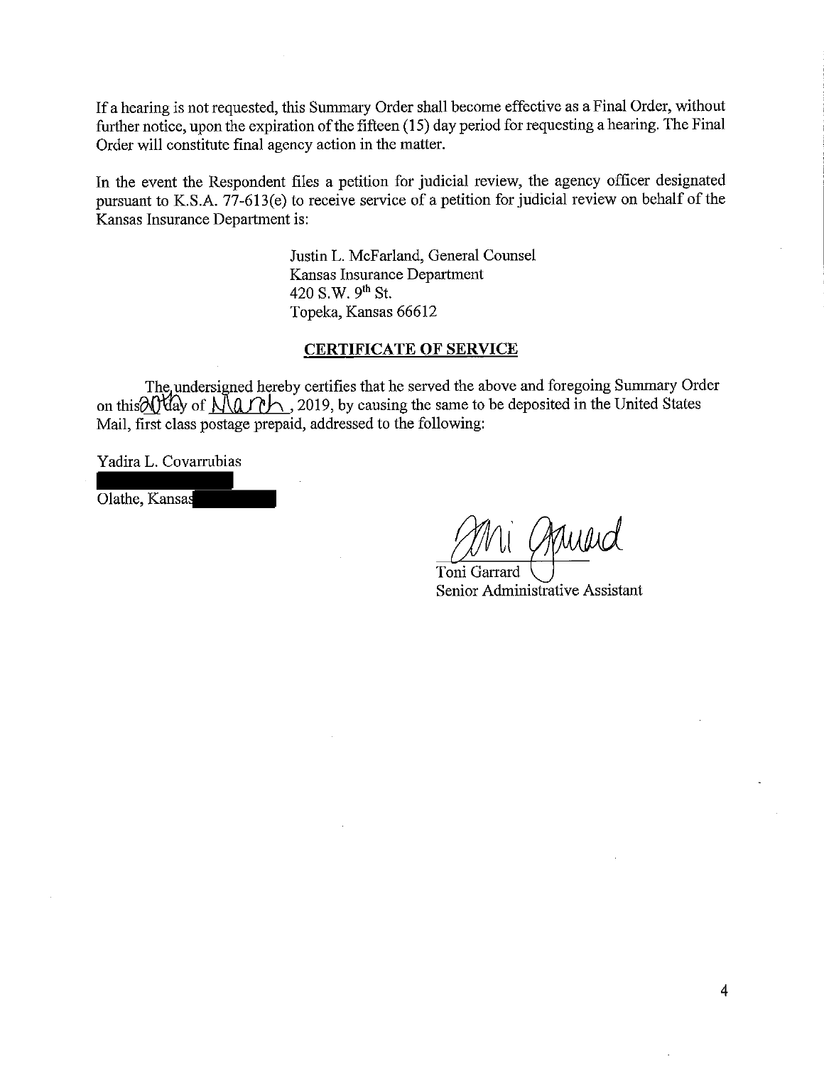If a hearing is not requested, this Summary Order shall become effective as a Final Order, without further notice, upon the expiration of the fifteen (15) day period for requesting a hearing. The Final Order will constitute final agency action in the matter.

In the event the Respondent files a petition for judicial review, the agency officer designated pursuant to K.S.A. 77-613(e) to receive service of a petition for judicial review on behalf of the Kansas Insurance Department is:

Justin L. McFarland, General Counsel
Kansas Insurance Department
420 S.W. 9th St.
Topeka, Kansas 66612

## CERTIFICATE OF SERVICE

The undersigned hereby certifies that he served the above and foregoing Summary Order on this 20th day of March, 2019, by causing the same to be deposited in the United States Mail, first class postage prepaid, addressed to the following:

Yadira L. Covarrubias
[REDACTED]
Olathe, Kansas [REDACTED]

Toni Garrard
Toni Garrard
Senior Administrative Assistant